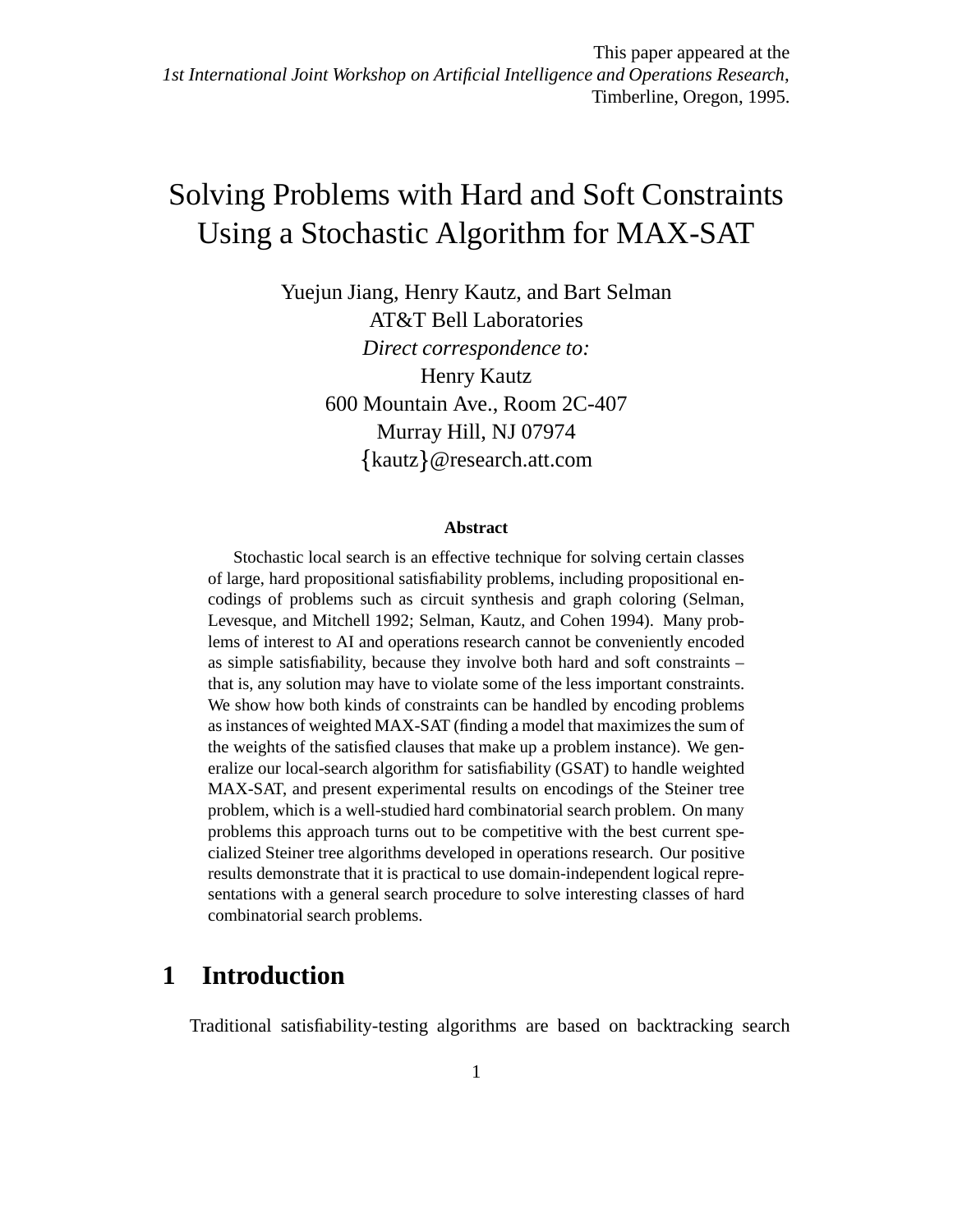This paper appeared at the
*1st International Joint Workshop on Artificial Intelligence and Operations Research*,
Timberline, Oregon, 1995.

# Solving Problems with Hard and Soft Constraints Using a Stochastic Algorithm for MAX-SAT

Yuejun Jiang, Henry Kautz, and Bart Selman
AT&T Bell Laboratories
*Direct correspondence to:*
Henry Kautz
600 Mountain Ave., Room 2C-407
Murray Hill, NJ 07974
{kautz}@research.att.com

**Abstract**

Stochastic local search is an effective technique for solving certain classes of large, hard propositional satisfiability problems, including propositional encodings of problems such as circuit synthesis and graph coloring (Selman, Levesque, and Mitchell 1992; Selman, Kautz, and Cohen 1994). Many problems of interest to AI and operations research cannot be conveniently encoded as simple satisfiability, because they involve both hard and soft constraints – that is, any solution may have to violate some of the less important constraints. We show how both kinds of constraints can be handled by encoding problems as instances of weighted MAX-SAT (finding a model that maximizes the sum of the weights of the satisfied clauses that make up a problem instance). We generalize our local-search algorithm for satisfiability (GSAT) to handle weighted MAX-SAT, and present experimental results on encodings of the Steiner tree problem, which is a well-studied hard combinatorial search problem. On many problems this approach turns out to be competitive with the best current specialized Steiner tree algorithms developed in operations research. Our positive results demonstrate that it is practical to use domain-independent logical representations with a general search procedure to solve interesting classes of hard combinatorial search problems.

## 1 Introduction

Traditional satisfiability-testing algorithms are based on backtracking search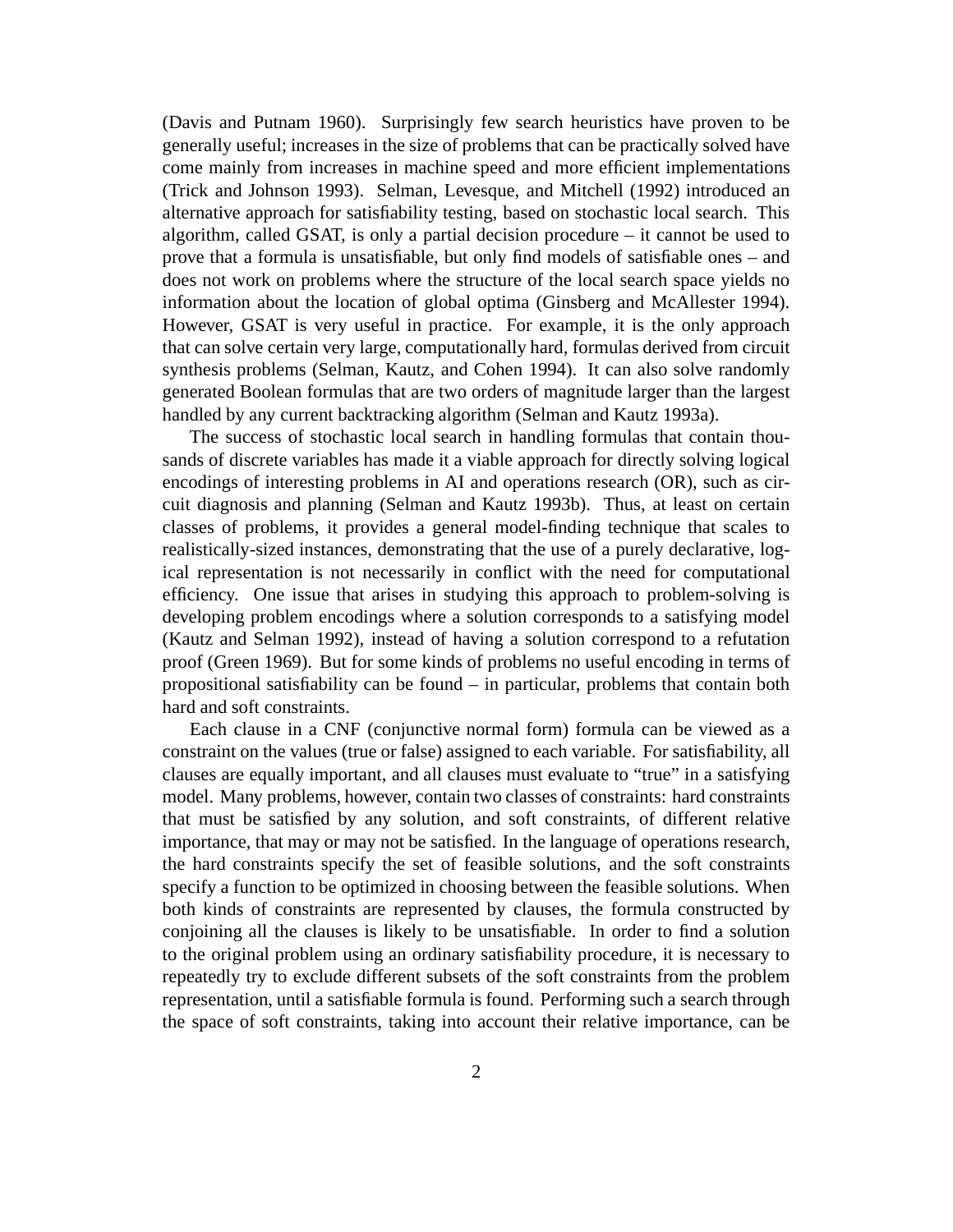(Davis and Putnam 1960). Surprisingly few search heuristics have proven to be generally useful; increases in the size of problems that can be practically solved have come mainly from increases in machine speed and more efficient implementations (Trick and Johnson 1993). Selman, Levesque, and Mitchell (1992) introduced an alternative approach for satisfiability testing, based on stochastic local search. This algorithm, called GSAT, is only a partial decision procedure – it cannot be used to prove that a formula is unsatisfiable, but only find models of satisfiable ones – and does not work on problems where the structure of the local search space yields no information about the location of global optima (Ginsberg and McAllester 1994). However, GSAT is very useful in practice. For example, it is the only approach that can solve certain very large, computationally hard, formulas derived from circuit synthesis problems (Selman, Kautz, and Cohen 1994). It can also solve randomly generated Boolean formulas that are two orders of magnitude larger than the largest handled by any current backtracking algorithm (Selman and Kautz 1993a).

The success of stochastic local search in handling formulas that contain thousands of discrete variables has made it a viable approach for directly solving logical encodings of interesting problems in AI and operations research (OR), such as circuit diagnosis and planning (Selman and Kautz 1993b). Thus, at least on certain classes of problems, it provides a general model-finding technique that scales to realistically-sized instances, demonstrating that the use of a purely declarative, logical representation is not necessarily in conflict with the need for computational efficiency. One issue that arises in studying this approach to problem-solving is developing problem encodings where a solution corresponds to a satisfying model (Kautz and Selman 1992), instead of having a solution correspond to a refutation proof (Green 1969). But for some kinds of problems no useful encoding in terms of propositional satisfiability can be found – in particular, problems that contain both hard and soft constraints.

Each clause in a CNF (conjunctive normal form) formula can be viewed as a constraint on the values (true or false) assigned to each variable. For satisfiability, all clauses are equally important, and all clauses must evaluate to "true" in a satisfying model. Many problems, however, contain two classes of constraints: hard constraints that must be satisfied by any solution, and soft constraints, of different relative importance, that may or may not be satisfied. In the language of operations research, the hard constraints specify the set of feasible solutions, and the soft constraints specify a function to be optimized in choosing between the feasible solutions. When both kinds of constraints are represented by clauses, the formula constructed by conjoining all the clauses is likely to be unsatisfiable. In order to find a solution to the original problem using an ordinary satisfiability procedure, it is necessary to repeatedly try to exclude different subsets of the soft constraints from the problem representation, until a satisfiable formula is found. Performing such a search through the space of soft constraints, taking into account their relative importance, can be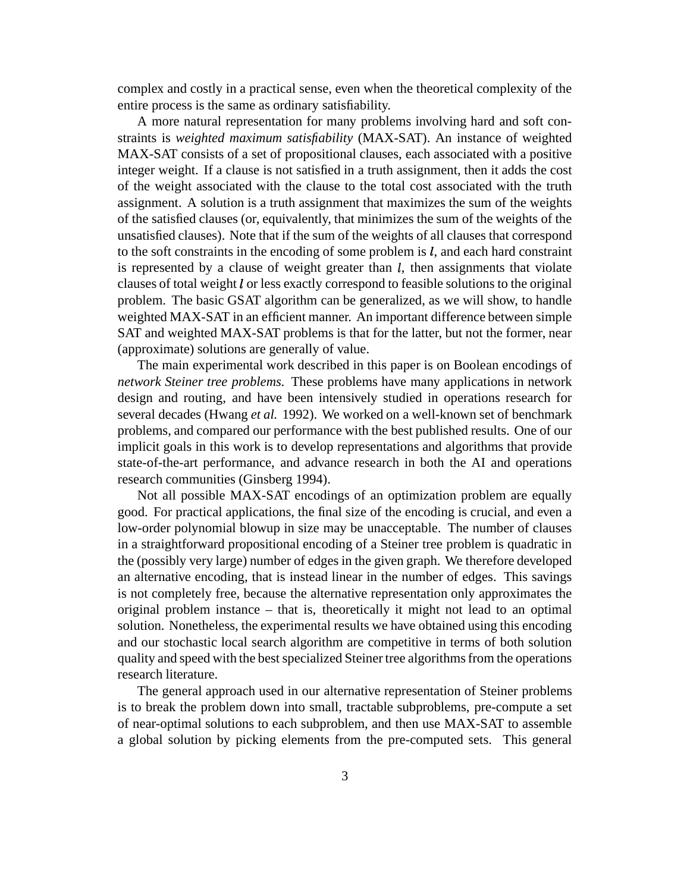complex and costly in a practical sense, even when the theoretical complexity of the entire process is the same as ordinary satisfiability.

A more natural representation for many problems involving hard and soft constraints is *weighted maximum satisfiability* (MAX-SAT). An instance of weighted MAX-SAT consists of a set of propositional clauses, each associated with a positive integer weight. If a clause is not satisfied in a truth assignment, then it adds the cost of the weight associated with the clause to the total cost associated with the truth assignment. A solution is a truth assignment that maximizes the sum of the weights of the satisfied clauses (or, equivalently, that minimizes the sum of the weights of the unsatisfied clauses). Note that if the sum of the weights of all clauses that correspond to the soft constraints in the encoding of some problem is $l$, and each hard constraint is represented by a clause of weight greater than $l$, then assignments that violate clauses of total weight $l$ or less exactly correspond to feasible solutions to the original problem. The basic GSAT algorithm can be generalized, as we will show, to handle weighted MAX-SAT in an efficient manner. An important difference between simple SAT and weighted MAX-SAT problems is that for the latter, but not the former, near (approximate) solutions are generally of value.

The main experimental work described in this paper is on Boolean encodings of *network Steiner tree problems.* These problems have many applications in network design and routing, and have been intensively studied in operations research for several decades (Hwang *et al.* 1992). We worked on a well-known set of benchmark problems, and compared our performance with the best published results. One of our implicit goals in this work is to develop representations and algorithms that provide state-of-the-art performance, and advance research in both the AI and operations research communities (Ginsberg 1994).

Not all possible MAX-SAT encodings of an optimization problem are equally good. For practical applications, the final size of the encoding is crucial, and even a low-order polynomial blowup in size may be unacceptable. The number of clauses in a straightforward propositional encoding of a Steiner tree problem is quadratic in the (possibly very large) number of edges in the given graph. We therefore developed an alternative encoding, that is instead linear in the number of edges. This savings is not completely free, because the alternative representation only approximates the original problem instance – that is, theoretically it might not lead to an optimal solution. Nonetheless, the experimental results we have obtained using this encoding and our stochastic local search algorithm are competitive in terms of both solution quality and speed with the best specialized Steiner tree algorithms from the operations research literature.

The general approach used in our alternative representation of Steiner problems is to break the problem down into small, tractable subproblems, pre-compute a set of near-optimal solutions to each subproblem, and then use MAX-SAT to assemble a global solution by picking elements from the pre-computed sets. This general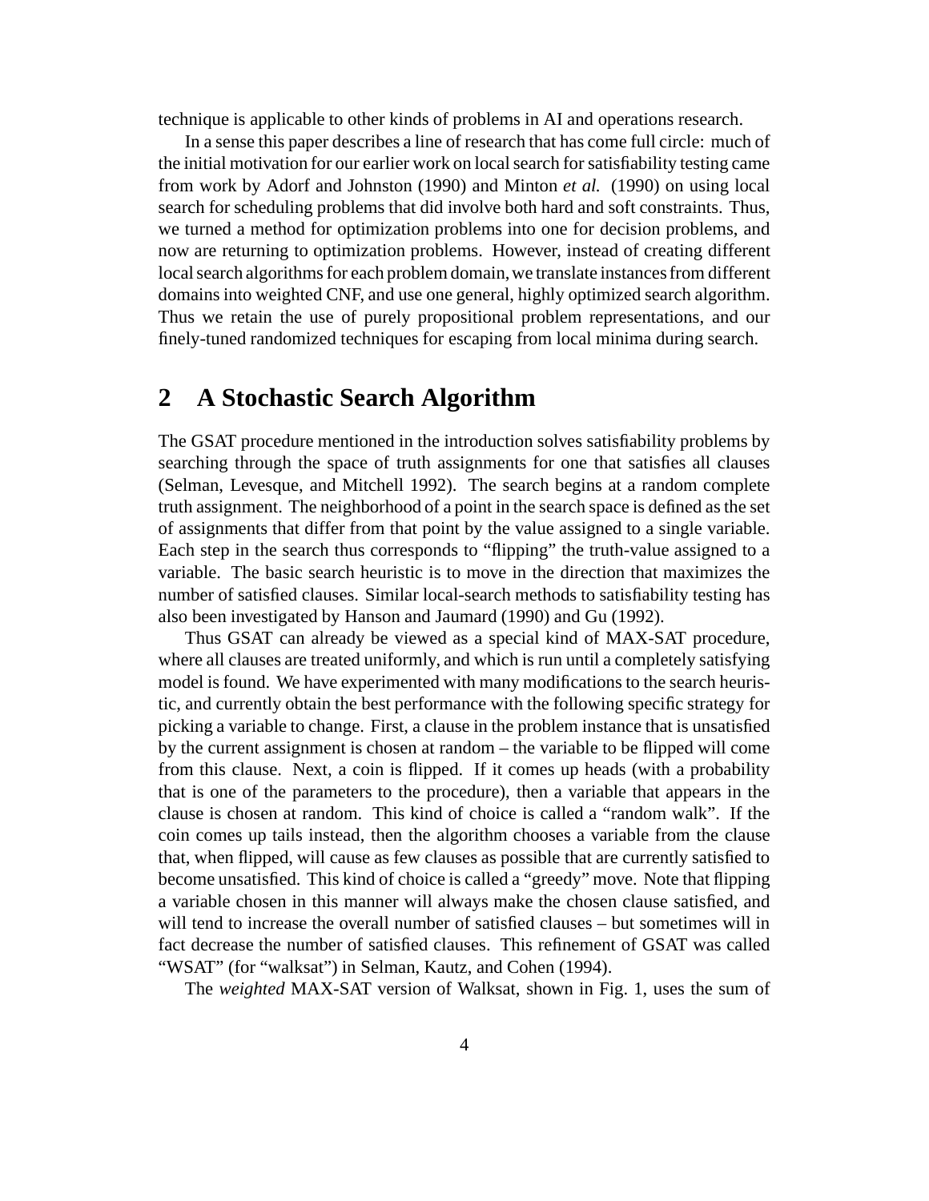technique is applicable to other kinds of problems in AI and operations research.

In a sense this paper describes a line of research that has come full circle: much of the initial motivation for our earlier work on local search for satisfiability testing came from work by Adorf and Johnston (1990) and Minton *et al.* (1990) on using local search for scheduling problems that did involve both hard and soft constraints. Thus, we turned a method for optimization problems into one for decision problems, and now are returning to optimization problems. However, instead of creating different local search algorithms for each problem domain, we translate instances from different domains into weighted CNF, and use one general, highly optimized search algorithm. Thus we retain the use of purely propositional problem representations, and our finely-tuned randomized techniques for escaping from local minima during search.

## 2 A Stochastic Search Algorithm

The GSAT procedure mentioned in the introduction solves satisfiability problems by searching through the space of truth assignments for one that satisfies all clauses (Selman, Levesque, and Mitchell 1992). The search begins at a random complete truth assignment. The neighborhood of a point in the search space is defined as the set of assignments that differ from that point by the value assigned to a single variable. Each step in the search thus corresponds to "flipping" the truth-value assigned to a variable. The basic search heuristic is to move in the direction that maximizes the number of satisfied clauses. Similar local-search methods to satisfiability testing has also been investigated by Hanson and Jaumard (1990) and Gu (1992).

Thus GSAT can already be viewed as a special kind of MAX-SAT procedure, where all clauses are treated uniformly, and which is run until a completely satisfying model is found. We have experimented with many modifications to the search heuristic, and currently obtain the best performance with the following specific strategy for picking a variable to change. First, a clause in the problem instance that is unsatisfied by the current assignment is chosen at random – the variable to be flipped will come from this clause. Next, a coin is flipped. If it comes up heads (with a probability that is one of the parameters to the procedure), then a variable that appears in the clause is chosen at random. This kind of choice is called a "random walk". If the coin comes up tails instead, then the algorithm chooses a variable from the clause that, when flipped, will cause as few clauses as possible that are currently satisfied to become unsatisfied. This kind of choice is called a "greedy" move. Note that flipping a variable chosen in this manner will always make the chosen clause satisfied, and will tend to increase the overall number of satisfied clauses – but sometimes will in fact decrease the number of satisfied clauses. This refinement of GSAT was called "WSAT" (for "walksat") in Selman, Kautz, and Cohen (1994).

The *weighted* MAX-SAT version of Walksat, shown in Fig. 1, uses the sum of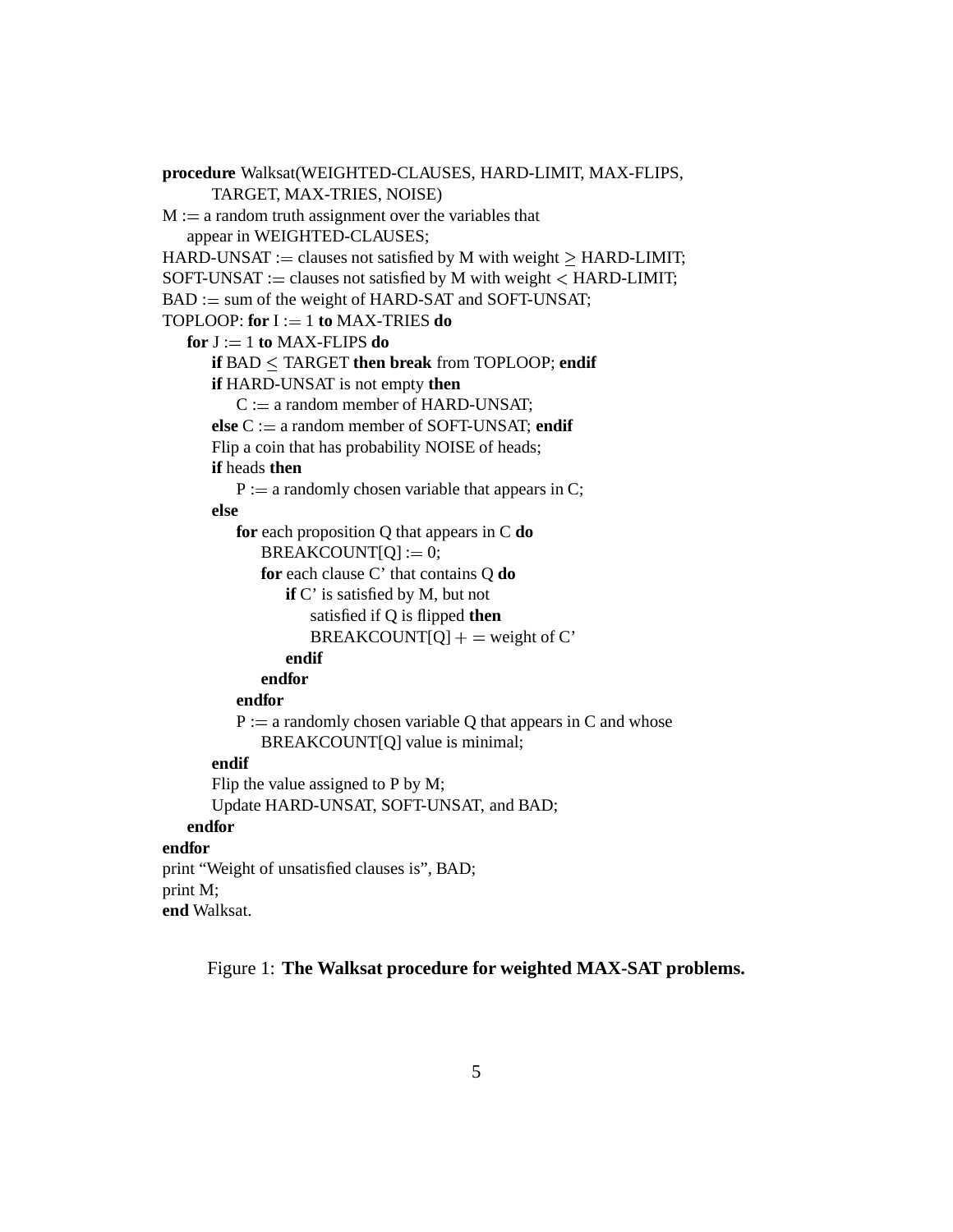```
procedure Walksat(WEIGHTED-CLAUSES, HARD-LIMIT, MAX-FLIPS,
        TARGET, MAX-TRIES, NOISE)
M := a random truth assignment over the variables that
    appear in WEIGHTED-CLAUSES;
HARD-UNSAT := clauses not satisfied by M with weight ≥ HARD-LIMIT;
SOFT-UNSAT := clauses not satisfied by M with weight < HARD-LIMIT;
BAD := sum of the weight of HARD-SAT and SOFT-UNSAT;
TOPLOOP: for I := 1 to MAX-TRIES do
    for J := 1 to MAX-FLIPS do
        if BAD ≤ TARGET then break from TOPLOOP; endif
        if HARD-UNSAT is not empty then
            C := a random member of HARD-UNSAT;
        else C := a random member of SOFT-UNSAT; endif
        Flip a coin that has probability NOISE of heads;
        if heads then
            P := a randomly chosen variable that appears in C;
        else
            for each proposition Q that appears in C do
                BREAKCOUNT[Q] := 0;
                for each clause C' that contains Q do
                    if C' is satisfied by M, but not
                        satisfied if Q is flipped then
                        BREAKCOUNT[Q] + = weight of C'
                    endif
                endfor
            endfor
            P := a randomly chosen variable Q that appears in C and whose
                BREAKCOUNT[Q] value is minimal;
        endif
        Flip the value assigned to P by M;
        Update HARD-UNSAT, SOFT-UNSAT, and BAD;
    endfor
endfor
print "Weight of unsatisfied clauses is", BAD;
print M;
end Walksat.
```

Figure 1: **The Walksat procedure for weighted MAX-SAT problems.**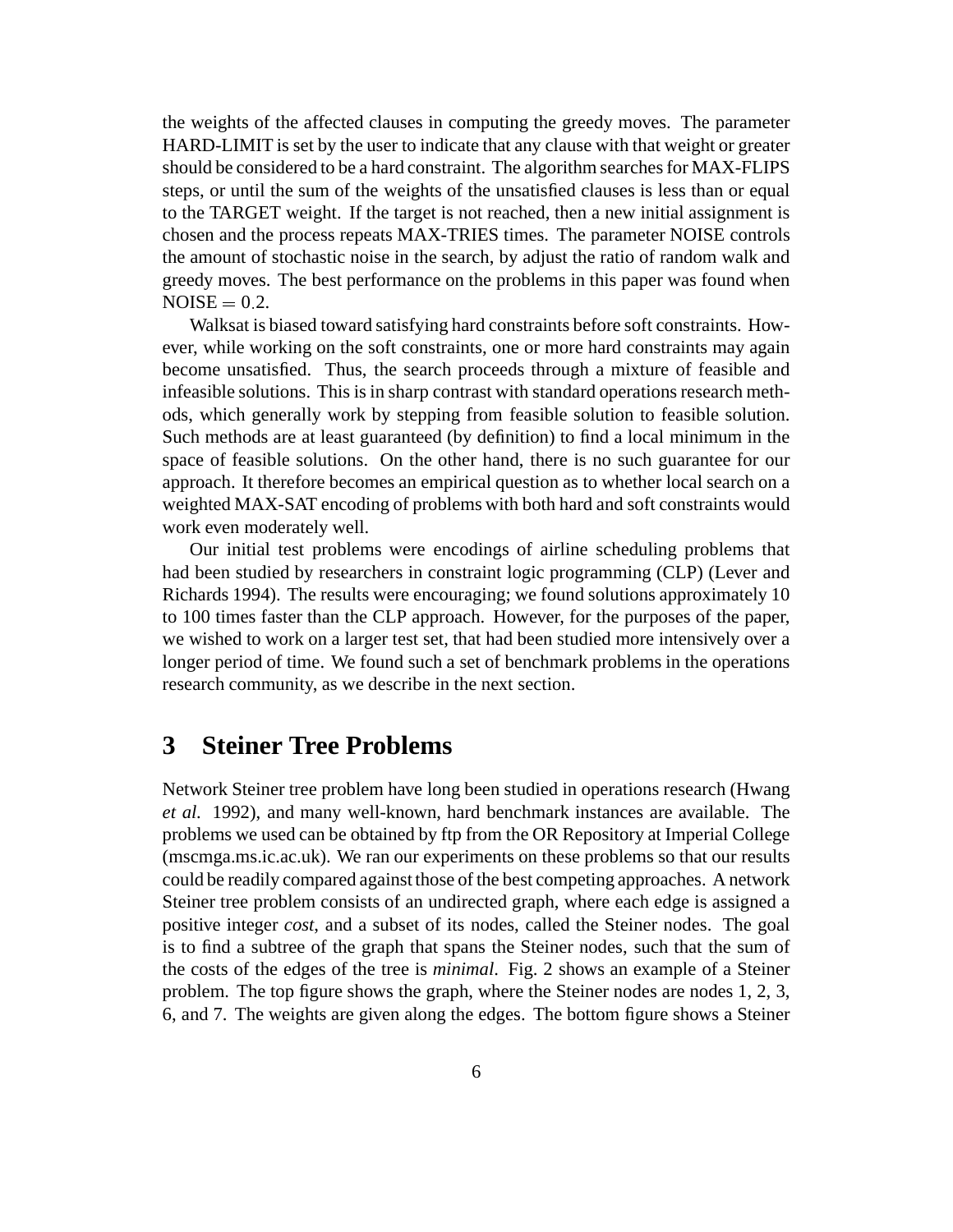the weights of the affected clauses in computing the greedy moves. The parameter HARD-LIMIT is set by the user to indicate that any clause with that weight or greater should be considered to be a hard constraint. The algorithm searches for MAX-FLIPS steps, or until the sum of the weights of the unsatisfied clauses is less than or equal to the TARGET weight. If the target is not reached, then a new initial assignment is chosen and the process repeats MAX-TRIES times. The parameter NOISE controls the amount of stochastic noise in the search, by adjust the ratio of random walk and greedy moves. The best performance on the problems in this paper was found when NOISE $= 0.2$.

Walksat is biased toward satisfying hard constraints before soft constraints. However, while working on the soft constraints, one or more hard constraints may again become unsatisfied. Thus, the search proceeds through a mixture of feasible and infeasible solutions. This is in sharp contrast with standard operations research methods, which generally work by stepping from feasible solution to feasible solution. Such methods are at least guaranteed (by definition) to find a local minimum in the space of feasible solutions. On the other hand, there is no such guarantee for our approach. It therefore becomes an empirical question as to whether local search on a weighted MAX-SAT encoding of problems with both hard and soft constraints would work even moderately well.

Our initial test problems were encodings of airline scheduling problems that had been studied by researchers in constraint logic programming (CLP) (Lever and Richards 1994). The results were encouraging; we found solutions approximately 10 to 100 times faster than the CLP approach. However, for the purposes of the paper, we wished to work on a larger test set, that had been studied more intensively over a longer period of time. We found such a set of benchmark problems in the operations research community, as we describe in the next section.

## 3 Steiner Tree Problems

Network Steiner tree problem have long been studied in operations research (Hwang *et al.* 1992), and many well-known, hard benchmark instances are available. The problems we used can be obtained by ftp from the OR Repository at Imperial College (mscmga.ms.ic.ac.uk). We ran our experiments on these problems so that our results could be readily compared against those of the best competing approaches. A network Steiner tree problem consists of an undirected graph, where each edge is assigned a positive integer *cost*, and a subset of its nodes, called the Steiner nodes. The goal is to find a subtree of the graph that spans the Steiner nodes, such that the sum of the costs of the edges of the tree is *minimal*. Fig. 2 shows an example of a Steiner problem. The top figure shows the graph, where the Steiner nodes are nodes 1, 2, 3, 6, and 7. The weights are given along the edges. The bottom figure shows a Steiner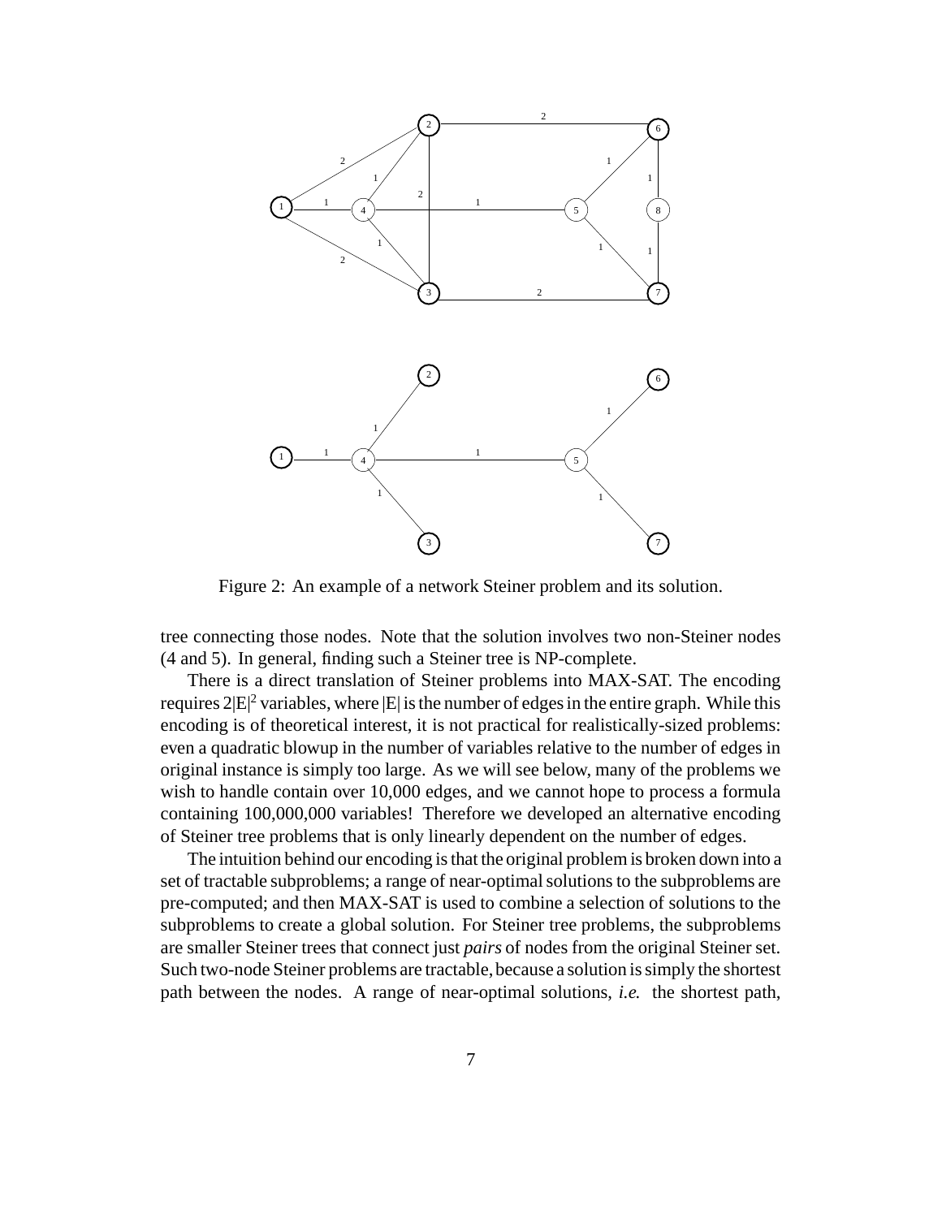Figure 2: An example of a network Steiner problem and its solution.

tree connecting those nodes. Note that the solution involves two non-Steiner nodes (4 and 5). In general, finding such a Steiner tree is NP-complete.

There is a direct translation of Steiner problems into MAX-SAT. The encoding requires $2|E|^2$ variables, where $|E|$ is the number of edges in the entire graph. While this encoding is of theoretical interest, it is not practical for realistically-sized problems: even a quadratic blowup in the number of variables relative to the number of edges in original instance is simply too large. As we will see below, many of the problems we wish to handle contain over 10,000 edges, and we cannot hope to process a formula containing 100,000,000 variables! Therefore we developed an alternative encoding of Steiner tree problems that is only linearly dependent on the number of edges.

The intuition behind our encoding is that the original problem is broken down into a set of tractable subproblems; a range of near-optimal solutions to the subproblems are pre-computed; and then MAX-SAT is used to combine a selection of solutions to the subproblems to create a global solution. For Steiner tree problems, the subproblems are smaller Steiner trees that connect just *pairs* of nodes from the original Steiner set. Such two-node Steiner problems are tractable, because a solution is simply the shortest path between the nodes. A range of near-optimal solutions, *i.e.* the shortest path,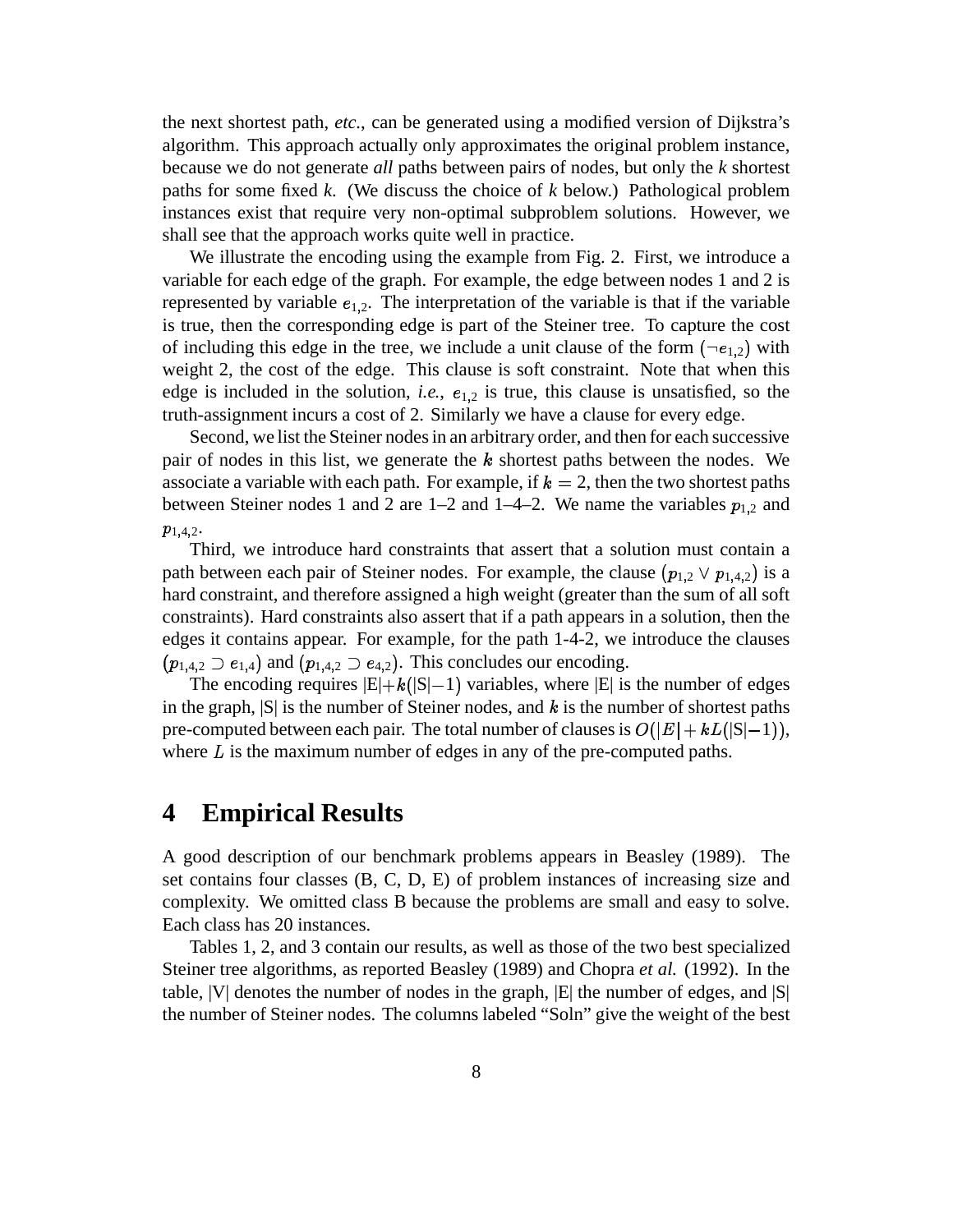the next shortest path, *etc.*, can be generated using a modified version of Dijkstra's algorithm. This approach actually only approximates the original problem instance, because we do not generate *all* paths between pairs of nodes, but only the *k* shortest paths for some fixed *k*. (We discuss the choice of *k* below.) Pathological problem instances exist that require very non-optimal subproblem solutions. However, we shall see that the approach works quite well in practice.

We illustrate the encoding using the example from Fig. 2. First, we introduce a variable for each edge of the graph. For example, the edge between nodes 1 and 2 is represented by variable $e_{1,2}$. The interpretation of the variable is that if the variable is true, then the corresponding edge is part of the Steiner tree. To capture the cost of including this edge in the tree, we include a unit clause of the form $(\neg e_{1,2})$ with weight 2, the cost of the edge. This clause is soft constraint. Note that when this edge is included in the solution, *i.e.*, $e_{1,2}$ is true, this clause is unsatisfied, so the truth-assignment incurs a cost of 2. Similarly we have a clause for every edge.

Second, we list the Steiner nodes in an arbitrary order, and then for each successive pair of nodes in this list, we generate the $k$ shortest paths between the nodes. We associate a variable with each path. For example, if $k = 2$, then the two shortest paths between Steiner nodes 1 and 2 are 1–2 and 1–4–2. We name the variables $p_{1,2}$ and $p_{1,4,2}$.

Third, we introduce hard constraints that assert that a solution must contain a path between each pair of Steiner nodes. For example, the clause $(p_{1,2} \vee p_{1,4,2})$ is a hard constraint, and therefore assigned a high weight (greater than the sum of all soft constraints). Hard constraints also assert that if a path appears in a solution, then the edges it contains appear. For example, for the path 1-4-2, we introduce the clauses $(p_{1,4,2} \supset e_{1,4})$ and $(p_{1,4,2} \supset e_{4,2})$. This concludes our encoding.

The encoding requires $|E|+k(|S|-1)$ variables, where |E| is the number of edges in the graph, |S| is the number of Steiner nodes, and $k$ is the number of shortest paths pre-computed between each pair. The total number of clauses is $O(|E| + kL(|S|-1))$, where $L$ is the maximum number of edges in any of the pre-computed paths.

# 4 Empirical Results

A good description of our benchmark problems appears in Beasley (1989). The set contains four classes (B, C, D, E) of problem instances of increasing size and complexity. We omitted class B because the problems are small and easy to solve. Each class has 20 instances.

Tables 1, 2, and 3 contain our results, as well as those of the two best specialized Steiner tree algorithms, as reported Beasley (1989) and Chopra *et al.* (1992). In the table, |V| denotes the number of nodes in the graph, |E| the number of edges, and |S| the number of Steiner nodes. The columns labeled "Soln" give the weight of the best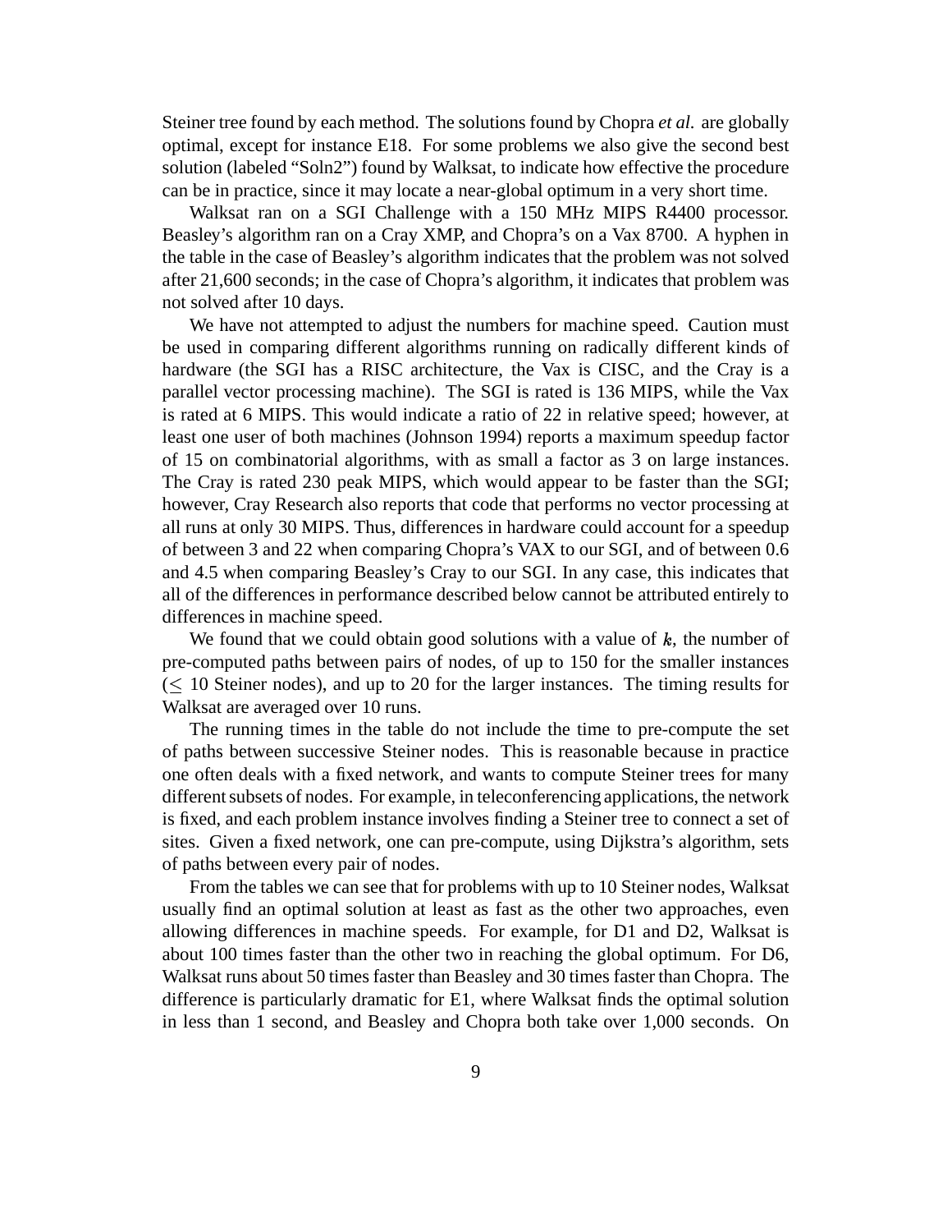Steiner tree found by each method. The solutions found by Chopra *et al.* are globally optimal, except for instance E18. For some problems we also give the second best solution (labeled "Soln2") found by Walksat, to indicate how effective the procedure can be in practice, since it may locate a near-global optimum in a very short time.

Walksat ran on a SGI Challenge with a 150 MHz MIPS R4400 processor. Beasley's algorithm ran on a Cray XMP, and Chopra's on a Vax 8700. A hyphen in the table in the case of Beasley's algorithm indicates that the problem was not solved after 21,600 seconds; in the case of Chopra's algorithm, it indicates that problem was not solved after 10 days.

We have not attempted to adjust the numbers for machine speed. Caution must be used in comparing different algorithms running on radically different kinds of hardware (the SGI has a RISC architecture, the Vax is CISC, and the Cray is a parallel vector processing machine). The SGI is rated is 136 MIPS, while the Vax is rated at 6 MIPS. This would indicate a ratio of 22 in relative speed; however, at least one user of both machines (Johnson 1994) reports a maximum speedup factor of 15 on combinatorial algorithms, with as small a factor as 3 on large instances. The Cray is rated 230 peak MIPS, which would appear to be faster than the SGI; however, Cray Research also reports that code that performs no vector processing at all runs at only 30 MIPS. Thus, differences in hardware could account for a speedup of between 3 and 22 when comparing Chopra's VAX to our SGI, and of between 0.6 and 4.5 when comparing Beasley's Cray to our SGI. In any case, this indicates that all of the differences in performance described below cannot be attributed entirely to differences in machine speed.

We found that we could obtain good solutions with a value of $k$, the number of pre-computed paths between pairs of nodes, of up to 150 for the smaller instances ($\leq$ 10 Steiner nodes), and up to 20 for the larger instances. The timing results for Walksat are averaged over 10 runs.

The running times in the table do not include the time to pre-compute the set of paths between successive Steiner nodes. This is reasonable because in practice one often deals with a fixed network, and wants to compute Steiner trees for many different subsets of nodes. For example, in teleconferencing applications, the network is fixed, and each problem instance involves finding a Steiner tree to connect a set of sites. Given a fixed network, one can pre-compute, using Dijkstra's algorithm, sets of paths between every pair of nodes.

From the tables we can see that for problems with up to 10 Steiner nodes, Walksat usually find an optimal solution at least as fast as the other two approaches, even allowing differences in machine speeds. For example, for D1 and D2, Walksat is about 100 times faster than the other two in reaching the global optimum. For D6, Walksat runs about 50 times faster than Beasley and 30 times faster than Chopra. The difference is particularly dramatic for E1, where Walksat finds the optimal solution in less than 1 second, and Beasley and Chopra both take over 1,000 seconds. On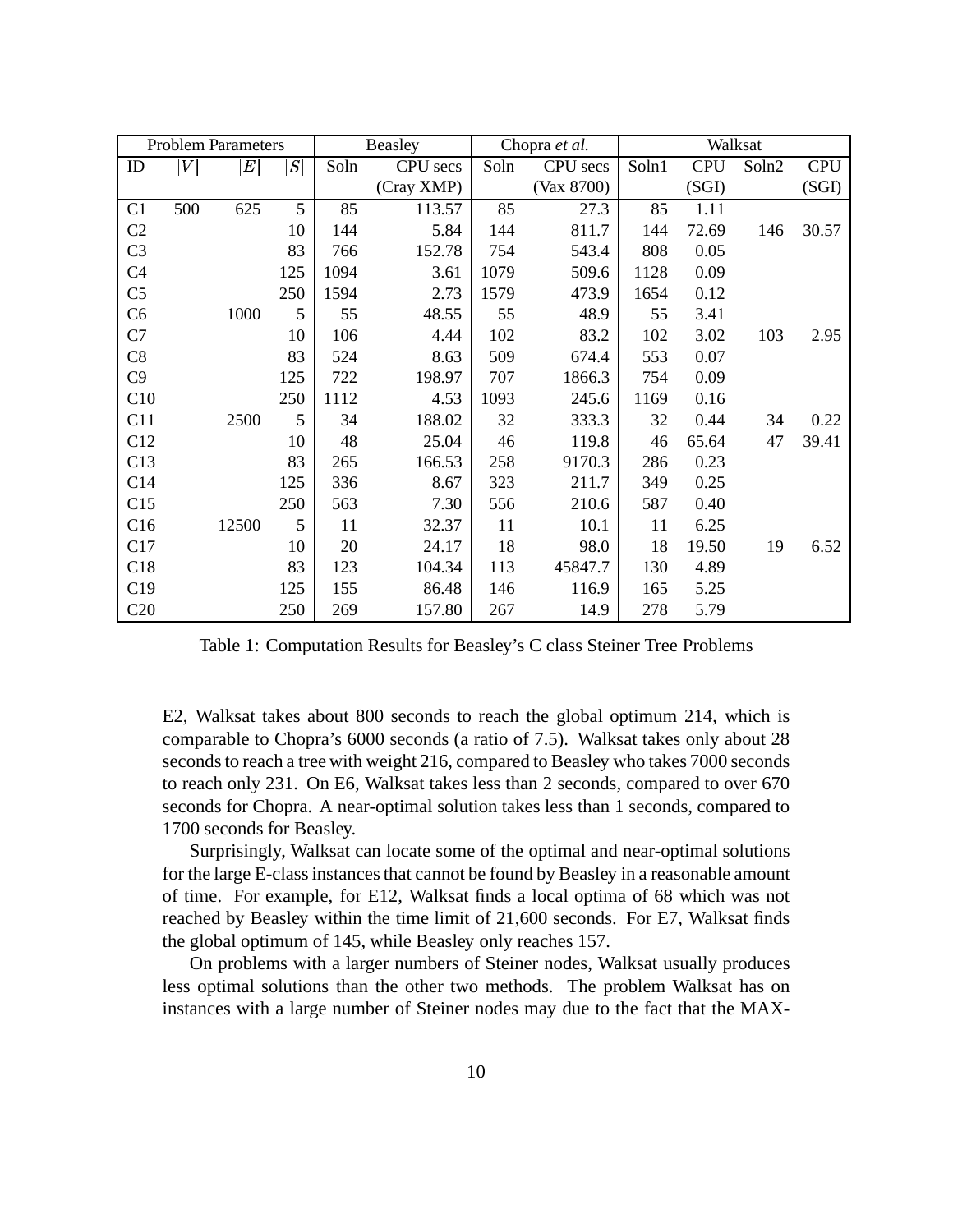| Problem Parameters | | | | Beasley | | Chopra *et al.* | | Walksat | | | |
|---|---|---|---|---|---|---|---|---|---|---|---|
| ID | $\|V\|$ | $\|E\|$ | $\|S\|$ | Soln | CPU secs (Cray XMP) | Soln | CPU secs (Vax 8700) | Soln1 | CPU (SGI) | Soln2 | CPU (SGI) |
| C1 | 500 | 625 | 5 | 85 | 113.57 | 85 | 27.3 | 85 | 1.11 | | |
| C2 | | | 10 | 144 | 5.84 | 144 | 811.7 | 144 | 72.69 | 146 | 30.57 |
| C3 | | | 83 | 766 | 152.78 | 754 | 543.4 | 808 | 0.05 | | |
| C4 | | | 125 | 1094 | 3.61 | 1079 | 509.6 | 1128 | 0.09 | | |
| C5 | | | 250 | 1594 | 2.73 | 1579 | 473.9 | 1654 | 0.12 | | |
| C6 | | 1000 | 5 | 55 | 48.55 | 55 | 48.9 | 55 | 3.41 | | |
| C7 | | | 10 | 106 | 4.44 | 102 | 83.2 | 102 | 3.02 | 103 | 2.95 |
| C8 | | | 83 | 524 | 8.63 | 509 | 674.4 | 553 | 0.07 | | |
| C9 | | | 125 | 722 | 198.97 | 707 | 1866.3 | 754 | 0.09 | | |
| C10 | | | 250 | 1112 | 4.53 | 1093 | 245.6 | 1169 | 0.16 | | |
| C11 | | 2500 | 5 | 34 | 188.02 | 32 | 333.3 | 32 | 0.44 | 34 | 0.22 |
| C12 | | | 10 | 48 | 25.04 | 46 | 119.8 | 46 | 65.64 | 47 | 39.41 |
| C13 | | | 83 | 265 | 166.53 | 258 | 9170.3 | 286 | 0.23 | | |
| C14 | | | 125 | 336 | 8.67 | 323 | 211.7 | 349 | 0.25 | | |
| C15 | | | 250 | 563 | 7.30 | 556 | 210.6 | 587 | 0.40 | | |
| C16 | | 12500 | 5 | 11 | 32.37 | 11 | 10.1 | 11 | 6.25 | | |
| C17 | | | 10 | 20 | 24.17 | 18 | 98.0 | 18 | 19.50 | 19 | 6.52 |
| C18 | | | 83 | 123 | 104.34 | 113 | 45847.7 | 130 | 4.89 | | |
| C19 | | | 125 | 155 | 86.48 | 146 | 116.9 | 165 | 5.25 | | |
| C20 | | | 250 | 269 | 157.80 | 267 | 14.9 | 278 | 5.79 | | |

Table 1: Computation Results for Beasley's C class Steiner Tree Problems

E2, Walksat takes about 800 seconds to reach the global optimum 214, which is comparable to Chopra's 6000 seconds (a ratio of 7.5). Walksat takes only about 28 seconds to reach a tree with weight 216, compared to Beasley who takes 7000 seconds to reach only 231. On E6, Walksat takes less than 2 seconds, compared to over 670 seconds for Chopra. A near-optimal solution takes less than 1 seconds, compared to 1700 seconds for Beasley.

Surprisingly, Walksat can locate some of the optimal and near-optimal solutions for the large E-class instances that cannot be found by Beasley in a reasonable amount of time. For example, for E12, Walksat finds a local optima of 68 which was not reached by Beasley within the time limit of 21,600 seconds. For E7, Walksat finds the global optimum of 145, while Beasley only reaches 157.

On problems with a larger numbers of Steiner nodes, Walksat usually produces less optimal solutions than the other two methods. The problem Walksat has on instances with a large number of Steiner nodes may due to the fact that the MAX-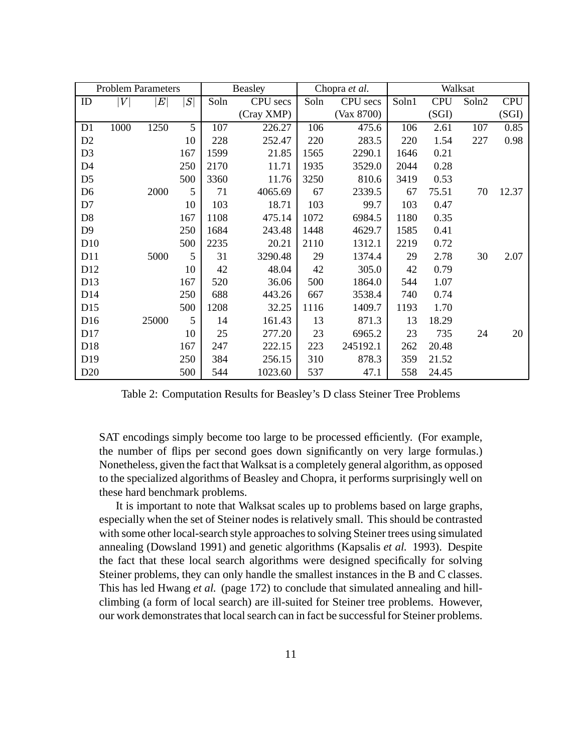| Problem Parameters | | | | Beasley | | Chopra *et al.* | | Walksat | | | |
|---|---|---|---|---|---|---|---|---|---|---|---|
| ID | $\lvert V\rvert$ | $\lvert E\rvert$ | $\lvert S\rvert$ | Soln | CPU secs (Cray XMP) | Soln | CPU secs (Vax 8700) | Soln1 | CPU (SGI) | Soln2 | CPU (SGI) |
| D1 | 1000 | 1250 | 5 | 107 | 226.27 | 106 | 475.6 | 106 | 2.61 | 107 | 0.85 |
| D2 | | | 10 | 228 | 252.47 | 220 | 283.5 | 220 | 1.54 | 227 | 0.98 |
| D3 | | | 167 | 1599 | 21.85 | 1565 | 2290.1 | 1646 | 0.21 | | |
| D4 | | | 250 | 2170 | 11.71 | 1935 | 3529.0 | 2044 | 0.28 | | |
| D5 | | | 500 | 3360 | 11.76 | 3250 | 810.6 | 3419 | 0.53 | | |
| D6 | | 2000 | 5 | 71 | 4065.69 | 67 | 2339.5 | 67 | 75.51 | 70 | 12.37 |
| D7 | | | 10 | 103 | 18.71 | 103 | 99.7 | 103 | 0.47 | | |
| D8 | | | 167 | 1108 | 475.14 | 1072 | 6984.5 | 1180 | 0.35 | | |
| D9 | | | 250 | 1684 | 243.48 | 1448 | 4629.7 | 1585 | 0.41 | | |
| D10 | | | 500 | 2235 | 20.21 | 2110 | 1312.1 | 2219 | 0.72 | | |
| D11 | | 5000 | 5 | 31 | 3290.48 | 29 | 1374.4 | 29 | 2.78 | 30 | 2.07 |
| D12 | | | 10 | 42 | 48.04 | 42 | 305.0 | 42 | 0.79 | | |
| D13 | | | 167 | 520 | 36.06 | 500 | 1864.0 | 544 | 1.07 | | |
| D14 | | | 250 | 688 | 443.26 | 667 | 3538.4 | 740 | 0.74 | | |
| D15 | | | 500 | 1208 | 32.25 | 1116 | 1409.7 | 1193 | 1.70 | | |
| D16 | | 25000 | 5 | 14 | 161.43 | 13 | 871.3 | 13 | 18.29 | | |
| D17 | | | 10 | 25 | 277.20 | 23 | 6965.2 | 23 | 735 | 24 | 20 |
| D18 | | | 167 | 247 | 222.15 | 223 | 245192.1 | 262 | 20.48 | | |
| D19 | | | 250 | 384 | 256.15 | 310 | 878.3 | 359 | 21.52 | | |
| D20 | | | 500 | 544 | 1023.60 | 537 | 47.1 | 558 | 24.45 | | |

Table 2: Computation Results for Beasley's D class Steiner Tree Problems

SAT encodings simply become too large to be processed efficiently. (For example, the number of flips per second goes down significantly on very large formulas.) Nonetheless, given the fact that Walksat is a completely general algorithm, as opposed to the specialized algorithms of Beasley and Chopra, it performs surprisingly well on these hard benchmark problems.

It is important to note that Walksat scales up to problems based on large graphs, especially when the set of Steiner nodes is relatively small. This should be contrasted with some other local-search style approaches to solving Steiner trees using simulated annealing (Dowsland 1991) and genetic algorithms (Kapsalis *et al.* 1993). Despite the fact that these local search algorithms were designed specifically for solving Steiner problems, they can only handle the smallest instances in the B and C classes. This has led Hwang *et al.* (page 172) to conclude that simulated annealing and hill-climbing (a form of local search) are ill-suited for Steiner tree problems. However, our work demonstrates that local search can in fact be successful for Steiner problems.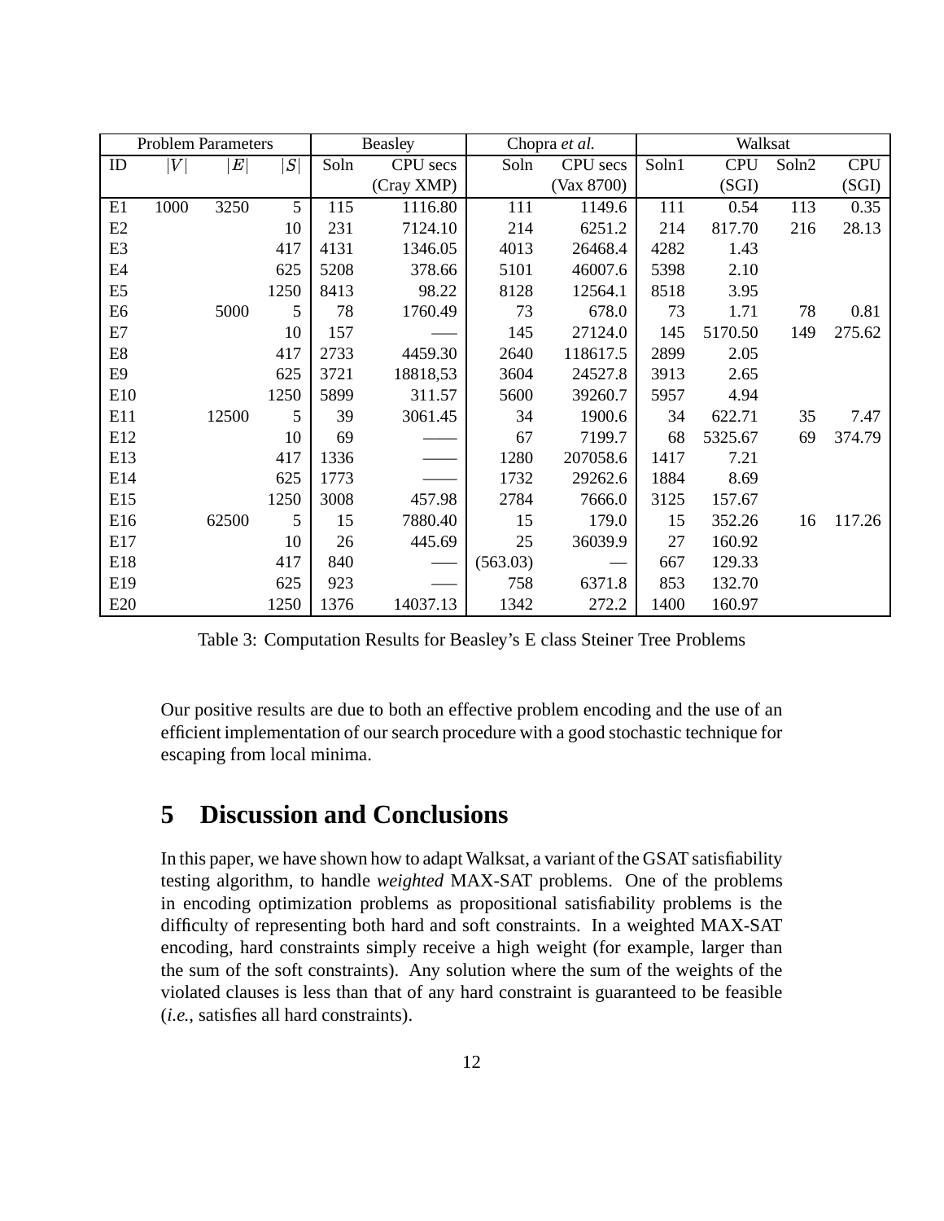| Problem Parameters | | | | Beasley | | Chopra *et al.* | | Walksat | | | |
|---|---|---|---|---|---|---|---|---|---|---|---|
| ID | $\|V\|$ | $\|E\|$ | $\|S\|$ | Soln | CPU secs (Cray XMP) | Soln | CPU secs (Vax 8700) | Soln1 | CPU (SGI) | Soln2 | CPU (SGI) |
| E1 | 1000 | 3250 | 5 | 115 | 1116.80 | 111 | 1149.6 | 111 | 0.54 | 113 | 0.35 |
| E2 | | | 10 | 231 | 7124.10 | 214 | 6251.2 | 214 | 817.70 | 216 | 28.13 |
| E3 | | | 417 | 4131 | 1346.05 | 4013 | 26468.4 | 4282 | 1.43 | | |
| E4 | | | 625 | 5208 | 378.66 | 5101 | 46007.6 | 5398 | 2.10 | | |
| E5 | | | 1250 | 8413 | 98.22 | 8128 | 12564.1 | 8518 | 3.95 | | |
| E6 | | 5000 | 5 | 78 | 1760.49 | 73 | 678.0 | 73 | 1.71 | 78 | 0.81 |
| E7 | | | 10 | 157 | —— | 145 | 27124.0 | 145 | 5170.50 | 149 | 275.62 |
| E8 | | | 417 | 2733 | 4459.30 | 2640 | 118617.5 | 2899 | 2.05 | | |
| E9 | | | 625 | 3721 | 18818,53 | 3604 | 24527.8 | 3913 | 2.65 | | |
| E10 | | | 1250 | 5899 | 311.57 | 5600 | 39260.7 | 5957 | 4.94 | | |
| E11 | | 12500 | 5 | 39 | 3061.45 | 34 | 1900.6 | 34 | 622.71 | 35 | 7.47 |
| E12 | | | 10 | 69 | —— | 67 | 7199.7 | 68 | 5325.67 | 69 | 374.79 |
| E13 | | | 417 | 1336 | —— | 1280 | 207058.6 | 1417 | 7.21 | | |
| E14 | | | 625 | 1773 | —— | 1732 | 29262.6 | 1884 | 8.69 | | |
| E15 | | | 1250 | 3008 | 457.98 | 2784 | 7666.0 | 3125 | 157.67 | | |
| E16 | | 62500 | 5 | 15 | 7880.40 | 15 | 179.0 | 15 | 352.26 | 16 | 117.26 |
| E17 | | | 10 | 26 | 445.69 | 25 | 36039.9 | 27 | 160.92 | | |
| E18 | | | 417 | 840 | —— | (563.03) | — | 667 | 129.33 | | |
| E19 | | | 625 | 923 | —— | 758 | 6371.8 | 853 | 132.70 | | |
| E20 | | | 1250 | 1376 | 14037.13 | 1342 | 272.2 | 1400 | 160.97 | | |

Table 3: Computation Results for Beasley's E class Steiner Tree Problems

Our positive results are due to both an effective problem encoding and the use of an efficient implementation of our search procedure with a good stochastic technique for escaping from local minima.

## 5 Discussion and Conclusions

In this paper, we have shown how to adapt Walksat, a variant of the GSAT satisfiability testing algorithm, to handle *weighted* MAX-SAT problems. One of the problems in encoding optimization problems as propositional satisfiability problems is the difficulty of representing both hard and soft constraints. In a weighted MAX-SAT encoding, hard constraints simply receive a high weight (for example, larger than the sum of the soft constraints). Any solution where the sum of the weights of the violated clauses is less than that of any hard constraint is guaranteed to be feasible (*i.e.*, satisfies all hard constraints).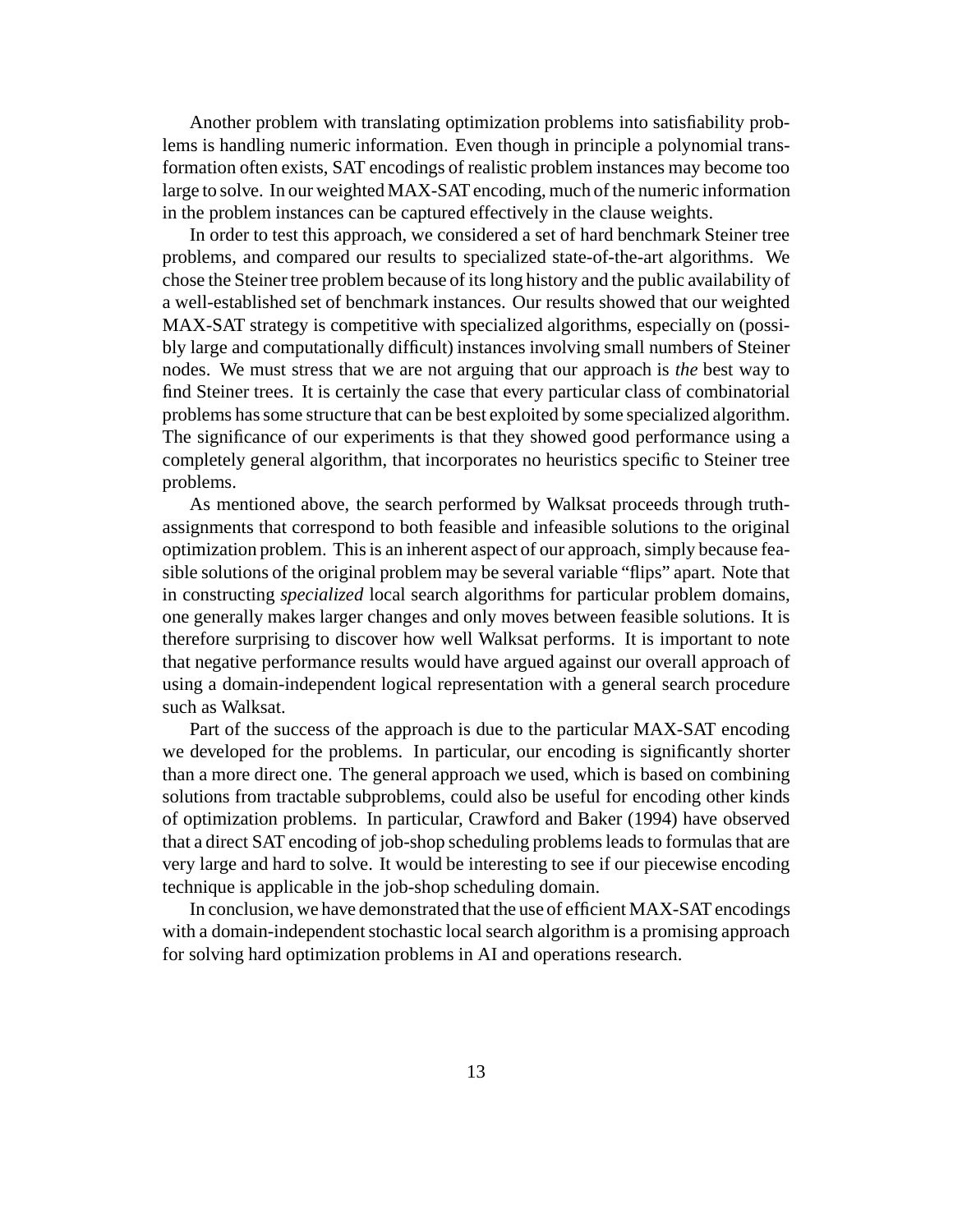Another problem with translating optimization problems into satisfiability problems is handling numeric information. Even though in principle a polynomial transformation often exists, SAT encodings of realistic problem instances may become too large to solve. In our weighted MAX-SAT encoding, much of the numeric information in the problem instances can be captured effectively in the clause weights.

In order to test this approach, we considered a set of hard benchmark Steiner tree problems, and compared our results to specialized state-of-the-art algorithms. We chose the Steiner tree problem because of its long history and the public availability of a well-established set of benchmark instances. Our results showed that our weighted MAX-SAT strategy is competitive with specialized algorithms, especially on (possibly large and computationally difficult) instances involving small numbers of Steiner nodes. We must stress that we are not arguing that our approach is *the* best way to find Steiner trees. It is certainly the case that every particular class of combinatorial problems has some structure that can be best exploited by some specialized algorithm. The significance of our experiments is that they showed good performance using a completely general algorithm, that incorporates no heuristics specific to Steiner tree problems.

As mentioned above, the search performed by Walksat proceeds through truth-assignments that correspond to both feasible and infeasible solutions to the original optimization problem. This is an inherent aspect of our approach, simply because feasible solutions of the original problem may be several variable "flips" apart. Note that in constructing *specialized* local search algorithms for particular problem domains, one generally makes larger changes and only moves between feasible solutions. It is therefore surprising to discover how well Walksat performs. It is important to note that negative performance results would have argued against our overall approach of using a domain-independent logical representation with a general search procedure such as Walksat.

Part of the success of the approach is due to the particular MAX-SAT encoding we developed for the problems. In particular, our encoding is significantly shorter than a more direct one. The general approach we used, which is based on combining solutions from tractable subproblems, could also be useful for encoding other kinds of optimization problems. In particular, Crawford and Baker (1994) have observed that a direct SAT encoding of job-shop scheduling problems leads to formulas that are very large and hard to solve. It would be interesting to see if our piecewise encoding technique is applicable in the job-shop scheduling domain.

In conclusion, we have demonstrated that the use of efficient MAX-SAT encodings with a domain-independent stochastic local search algorithm is a promising approach for solving hard optimization problems in AI and operations research.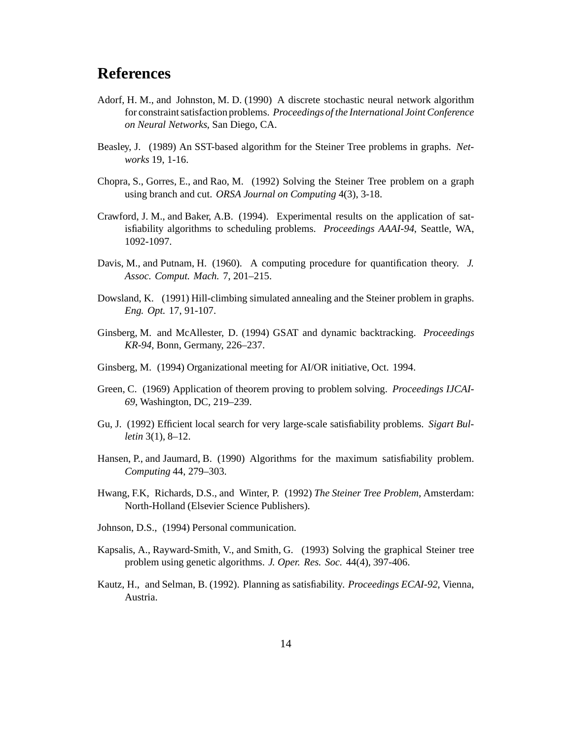# References

Adorf, H. M., and Johnston, M. D. (1990) A discrete stochastic neural network algorithm for constraint satisfaction problems. *Proceedings of the International Joint Conference on Neural Networks*, San Diego, CA.

Beasley, J. (1989) An SST-based algorithm for the Steiner Tree problems in graphs. *Networks* 19, 1-16.

Chopra, S., Gorres, E., and Rao, M. (1992) Solving the Steiner Tree problem on a graph using branch and cut. *ORSA Journal on Computing* 4(3), 3-18.

Crawford, J. M., and Baker, A.B. (1994). Experimental results on the application of satisfiability algorithms to scheduling problems. *Proceedings AAAI-94*, Seattle, WA, 1092-1097.

Davis, M., and Putnam, H. (1960). A computing procedure for quantification theory. *J. Assoc. Comput. Mach.* 7, 201–215.

Dowsland, K. (1991) Hill-climbing simulated annealing and the Steiner problem in graphs. *Eng. Opt.* 17, 91-107.

Ginsberg, M. and McAllester, D. (1994) GSAT and dynamic backtracking. *Proceedings KR-94*, Bonn, Germany, 226–237.

Ginsberg, M. (1994) Organizational meeting for AI/OR initiative, Oct. 1994.

Green, C. (1969) Application of theorem proving to problem solving. *Proceedings IJCAI-69*, Washington, DC, 219–239.

Gu, J. (1992) Efficient local search for very large-scale satisfiability problems. *Sigart Bulletin* 3(1), 8–12.

Hansen, P., and Jaumard, B. (1990) Algorithms for the maximum satisfiability problem. *Computing* 44, 279–303.

Hwang, F.K, Richards, D.S., and Winter, P. (1992) *The Steiner Tree Problem*, Amsterdam: North-Holland (Elsevier Science Publishers).

Johnson, D.S., (1994) Personal communication.

Kapsalis, A., Rayward-Smith, V., and Smith, G. (1993) Solving the graphical Steiner tree problem using genetic algorithms. *J. Oper. Res. Soc.* 44(4), 397-406.

Kautz, H., and Selman, B. (1992). Planning as satisfiability. *Proceedings ECAI-92*, Vienna, Austria.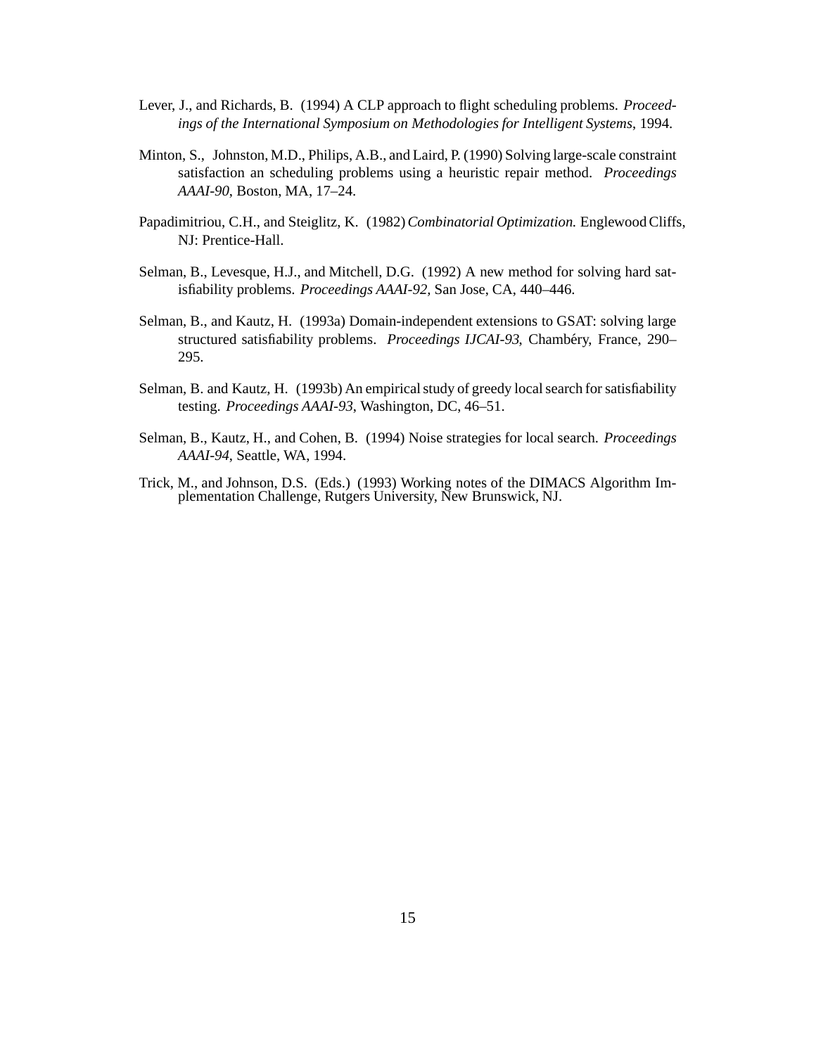Lever, J., and Richards, B. (1994) A CLP approach to flight scheduling problems. *Proceedings of the International Symposium on Methodologies for Intelligent Systems*, 1994.

Minton, S., Johnston, M.D., Philips, A.B., and Laird, P. (1990) Solving large-scale constraint satisfaction an scheduling problems using a heuristic repair method. *Proceedings AAAI-90*, Boston, MA, 17–24.

Papadimitriou, C.H., and Steiglitz, K. (1982) *Combinatorial Optimization.* Englewood Cliffs, NJ: Prentice-Hall.

Selman, B., Levesque, H.J., and Mitchell, D.G. (1992) A new method for solving hard satisfiability problems. *Proceedings AAAI-92*, San Jose, CA, 440–446.

Selman, B., and Kautz, H. (1993a) Domain-independent extensions to GSAT: solving large structured satisfiability problems. *Proceedings IJCAI-93*, Chambéry, France, 290–295.

Selman, B. and Kautz, H. (1993b) An empirical study of greedy local search for satisfiability testing. *Proceedings AAAI-93*, Washington, DC, 46–51.

Selman, B., Kautz, H., and Cohen, B. (1994) Noise strategies for local search. *Proceedings AAAI-94*, Seattle, WA, 1994.

Trick, M., and Johnson, D.S. (Eds.) (1993) Working notes of the DIMACS Algorithm Implementation Challenge, Rutgers University, New Brunswick, NJ.